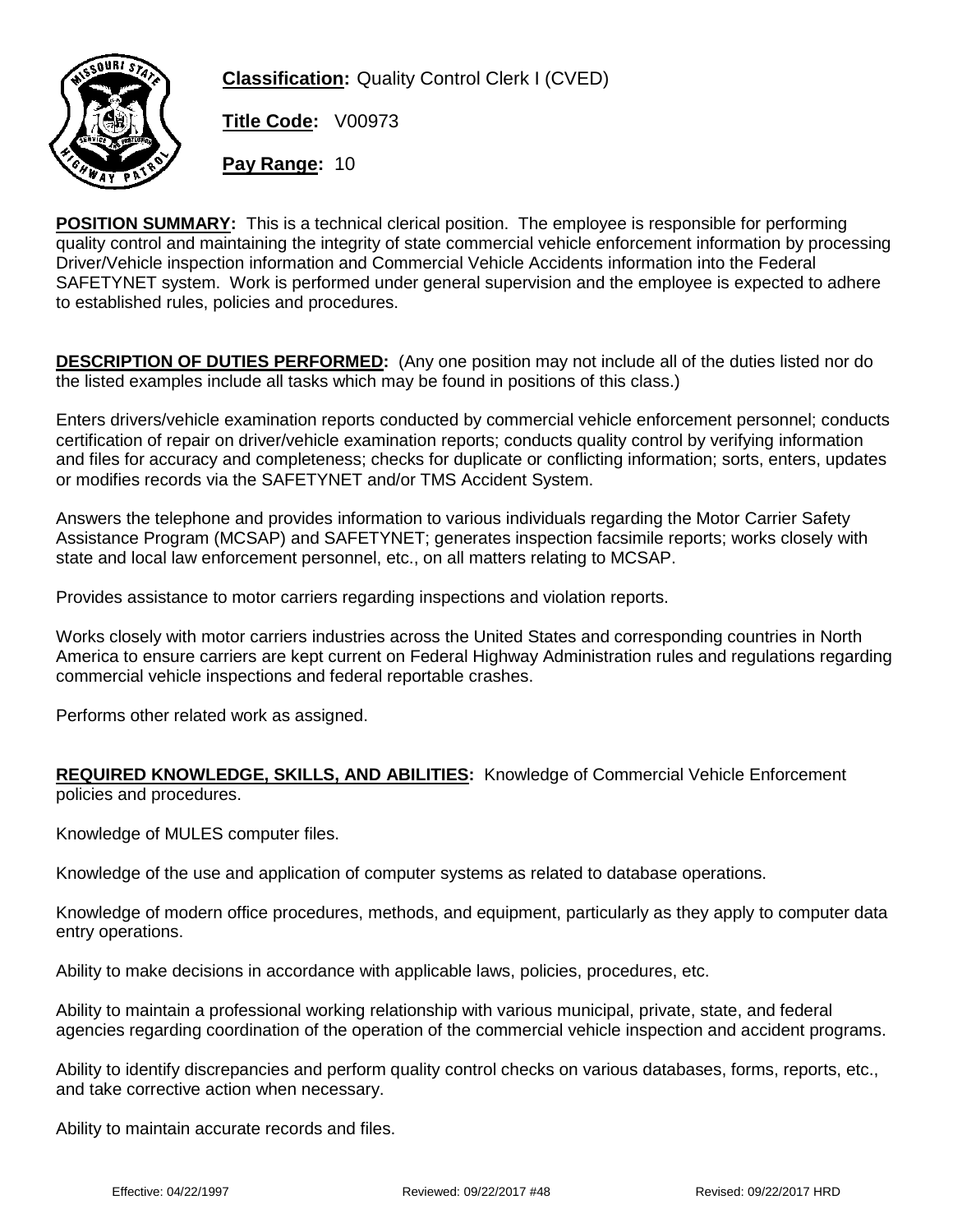**Classification:** Quality Control Clerk I (CVED)

**Title Code:** V00973

**Pay Range:** 10

**POSITION SUMMARY:** This is a technical clerical position. The employee is responsible for performing quality control and maintaining the integrity of state commercial vehicle enforcement information by processing Driver/Vehicle inspection information and Commercial Vehicle Accidents information into the Federal SAFETYNET system. Work is performed under general supervision and the employee is expected to adhere to established rules, policies and procedures.

**DESCRIPTION OF DUTIES PERFORMED:** (Any one position may not include all of the duties listed nor do the listed examples include all tasks which may be found in positions of this class.)

Enters drivers/vehicle examination reports conducted by commercial vehicle enforcement personnel; conducts certification of repair on driver/vehicle examination reports; conducts quality control by verifying information and files for accuracy and completeness; checks for duplicate or conflicting information; sorts, enters, updates or modifies records via the SAFETYNET and/or TMS Accident System.

Answers the telephone and provides information to various individuals regarding the Motor Carrier Safety Assistance Program (MCSAP) and SAFETYNET; generates inspection facsimile reports; works closely with state and local law enforcement personnel, etc., on all matters relating to MCSAP.

Provides assistance to motor carriers regarding inspections and violation reports.

Works closely with motor carriers industries across the United States and corresponding countries in North America to ensure carriers are kept current on Federal Highway Administration rules and regulations regarding commercial vehicle inspections and federal reportable crashes.

Performs other related work as assigned.

**REQUIRED KNOWLEDGE, SKILLS, AND ABILITIES:** Knowledge of Commercial Vehicle Enforcement policies and procedures.

Knowledge of MULES computer files.

Knowledge of the use and application of computer systems as related to database operations.

Knowledge of modern office procedures, methods, and equipment, particularly as they apply to computer data entry operations.

Ability to make decisions in accordance with applicable laws, policies, procedures, etc.

Ability to maintain a professional working relationship with various municipal, private, state, and federal agencies regarding coordination of the operation of the commercial vehicle inspection and accident programs.

Ability to identify discrepancies and perform quality control checks on various databases, forms, reports, etc., and take corrective action when necessary.

Ability to maintain accurate records and files.

Effective: 04/22/1997 Reviewed: 09/22/2017 #48 Revised: 09/22/2017 HRD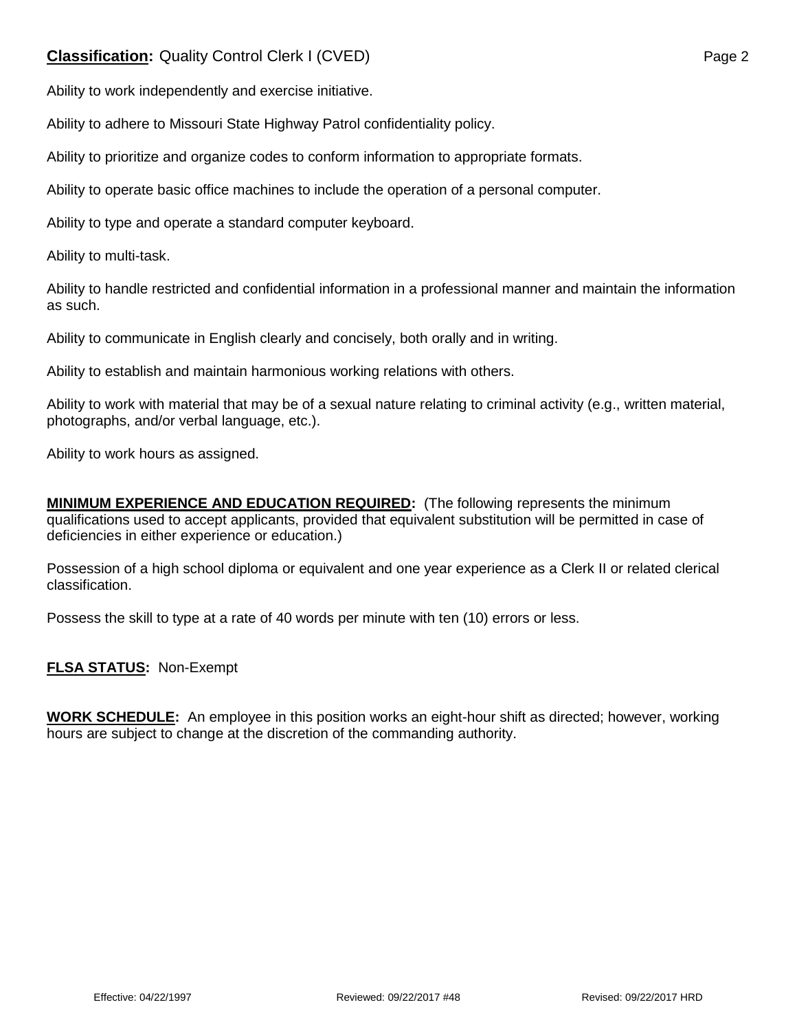Ability to work independently and exercise initiative.

Ability to adhere to Missouri State Highway Patrol confidentiality policy.

Ability to prioritize and organize codes to conform information to appropriate formats.

Ability to operate basic office machines to include the operation of a personal computer.

Ability to type and operate a standard computer keyboard.

Ability to multi-task.

Ability to handle restricted and confidential information in a professional manner and maintain the information as such.

Ability to communicate in English clearly and concisely, both orally and in writing.

Ability to establish and maintain harmonious working relations with others.

Ability to work with material that may be of a sexual nature relating to criminal activity (e.g., written material, photographs, and/or verbal language, etc.).

Ability to work hours as assigned.

**MINIMUM EXPERIENCE AND EDUCATION REQUIRED:** (The following represents the minimum qualifications used to accept applicants, provided that equivalent substitution will be permitted in case of deficiencies in either experience or education.)

Possession of a high school diploma or equivalent and one year experience as a Clerk II or related clerical classification.

Possess the skill to type at a rate of 40 words per minute with ten (10) errors or less.

**FLSA STATUS:** Non-Exempt

**WORK SCHEDULE:** An employee in this position works an eight-hour shift as directed; however, working hours are subject to change at the discretion of the commanding authority.